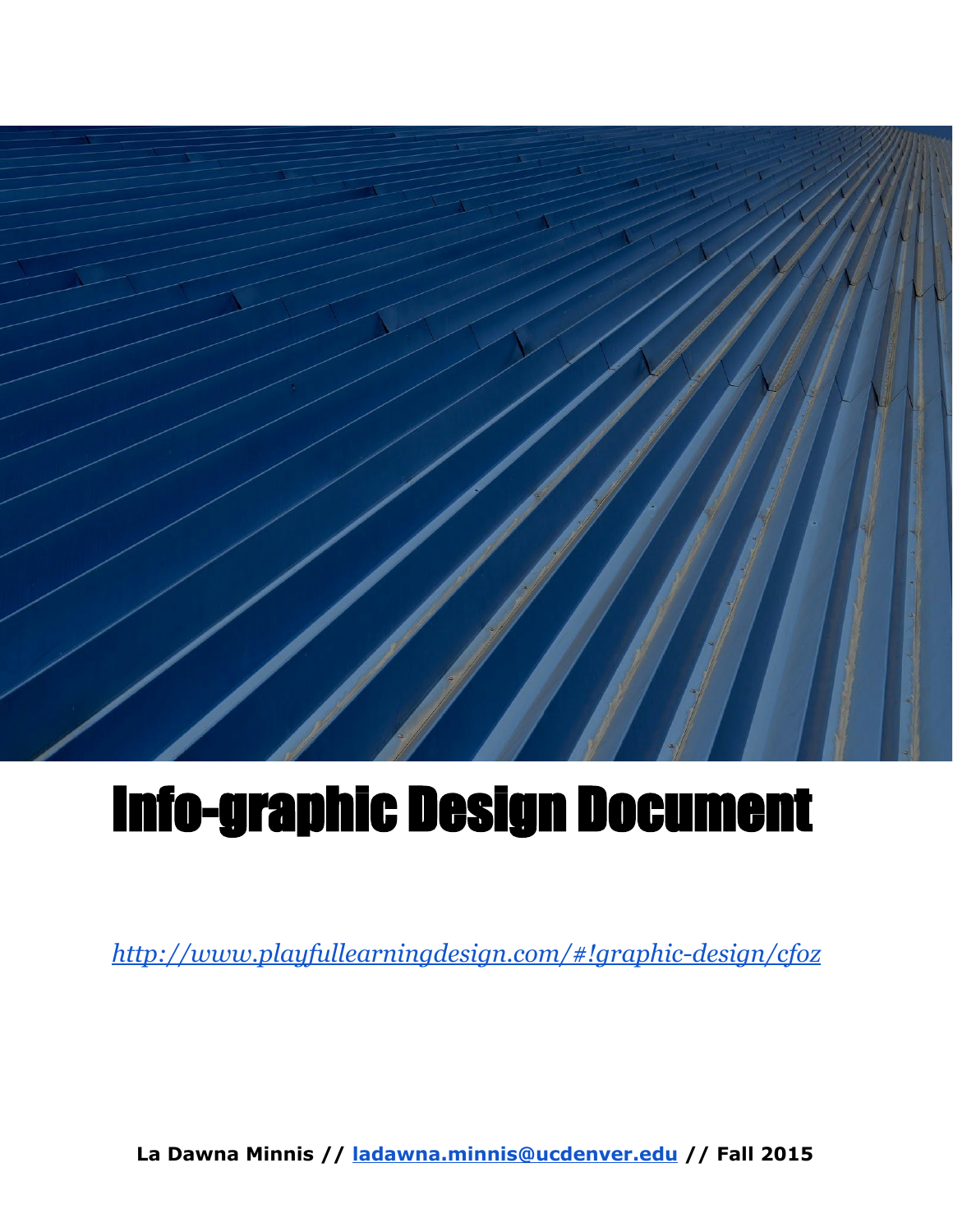# Info-graphic Design Document

*[http://www.playfullearningdesign.com/#!graphic-design/cfoz](http://www.playfullearningdesign.com/#!graphic-design/cfoz)*

**La Dawna Minnis // [ladawna.minnis@ucdenver.edu](mailto:ladawna.minnis@ucdenver.edu) // Fall 2015**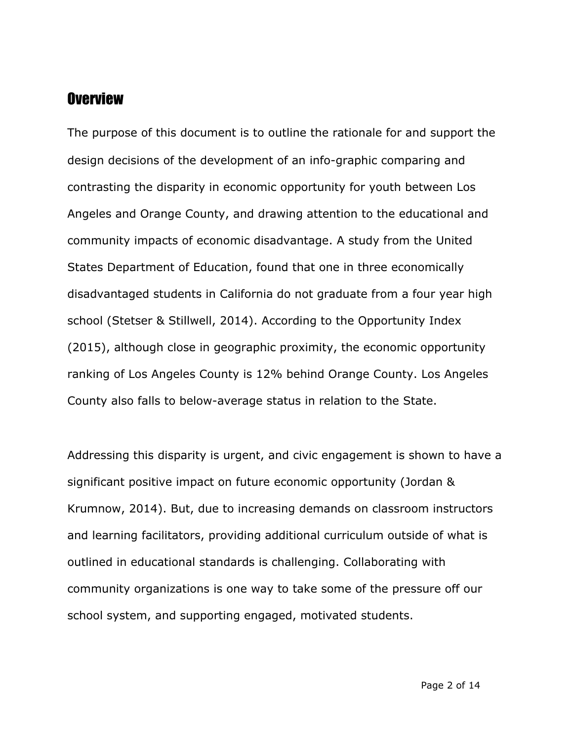## Overview

The purpose of this document is to outline the rationale for and support the design decisions of the development of an info-graphic comparing and contrasting the disparity in economic opportunity for youth between Los Angeles and Orange County, and drawing attention to the educational and community impacts of economic disadvantage. A study from the United States Department of Education, found that one in three economically disadvantaged students in California do not graduate from a four year high school (Stetser & Stillwell, 2014). According to the Opportunity Index (2015), although close in geographic proximity, the economic opportunity ranking of Los Angeles County is 12% behind Orange County. Los Angeles County also falls to below-average status in relation to the State.

Addressing this disparity is urgent, and civic engagement is shown to have a significant positive impact on future economic opportunity (Jordan & Krumnow, 2014). But, due to increasing demands on classroom instructors and learning facilitators, providing additional curriculum outside of what is outlined in educational standards is challenging. Collaborating with community organizations is one way to take some of the pressure off our school system, and supporting engaged, motivated students.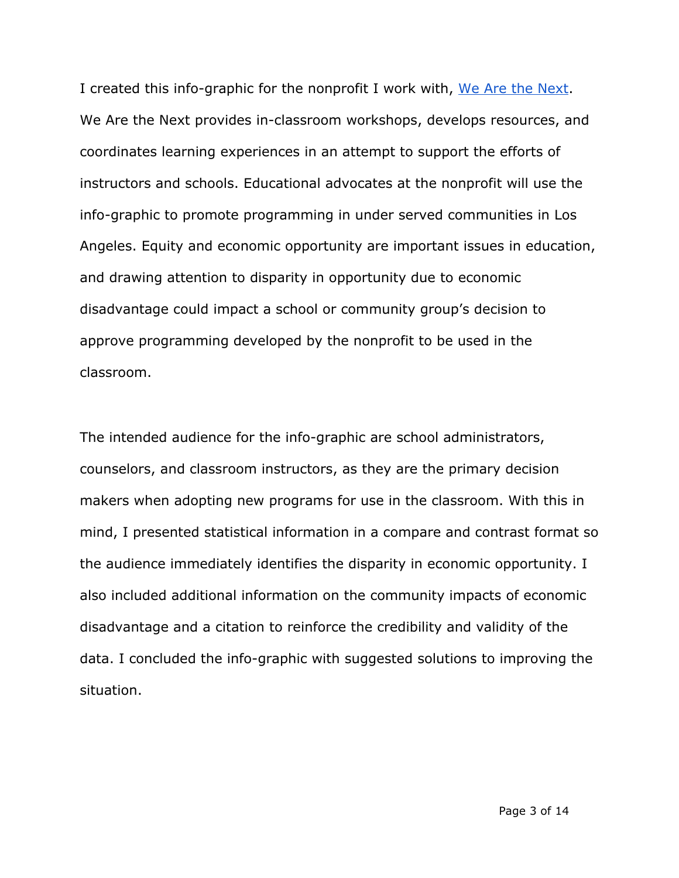I created this info-graphic for the nonprofit I work with, We Are the Next. We Are the Next provides in-classroom workshops, develops resources, and coordinates learning experiences in an attempt to support the efforts of instructors and schools. Educational advocates at the nonprofit will use the info-graphic to promote programming in under served communities in Los Angeles. Equity and economic opportunity are important issues in education, and drawing attention to disparity in opportunity due to economic disadvantage could impact a school or community group's decision to approve programming developed by the nonprofit to be used in the classroom.

The intended audience for the info-graphic are school administrators, counselors, and classroom instructors, as they are the primary decision makers when adopting new programs for use in the classroom. With this in mind, I presented statistical information in a compare and contrast format so the audience immediately identifies the disparity in economic opportunity. I also included additional information on the community impacts of economic disadvantage and a citation to reinforce the credibility and validity of the data. I concluded the info-graphic with suggested solutions to improving the situation.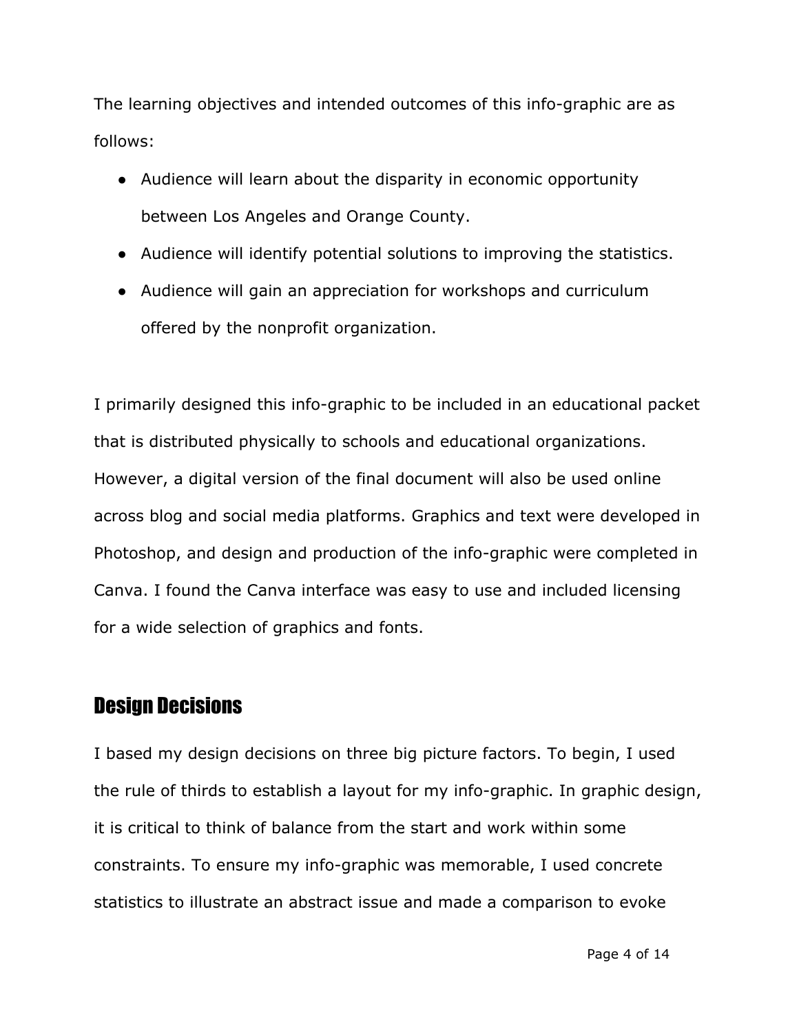The learning objectives and intended outcomes of this info-graphic are as follows:

- Audience will learn about the disparity in economic opportunity between Los Angeles and Orange County.
- Audience will identify potential solutions to improving the statistics.
- Audience will gain an appreciation for workshops and curriculum offered by the nonprofit organization.

I primarily designed this info-graphic to be included in an educational packet that is distributed physically to schools and educational organizations. However, a digital version of the final document will also be used online across blog and social media platforms. Graphics and text were developed in Photoshop, and design and production of the info-graphic were completed in Canva. I found the Canva interface was easy to use and included licensing for a wide selection of graphics and fonts.

## Design Decisions

I based my design decisions on three big picture factors. To begin, I used the rule of thirds to establish a layout for my info-graphic. In graphic design, it is critical to think of balance from the start and work within some constraints. To ensure my info-graphic was memorable, I used concrete statistics to illustrate an abstract issue and made a comparison to evoke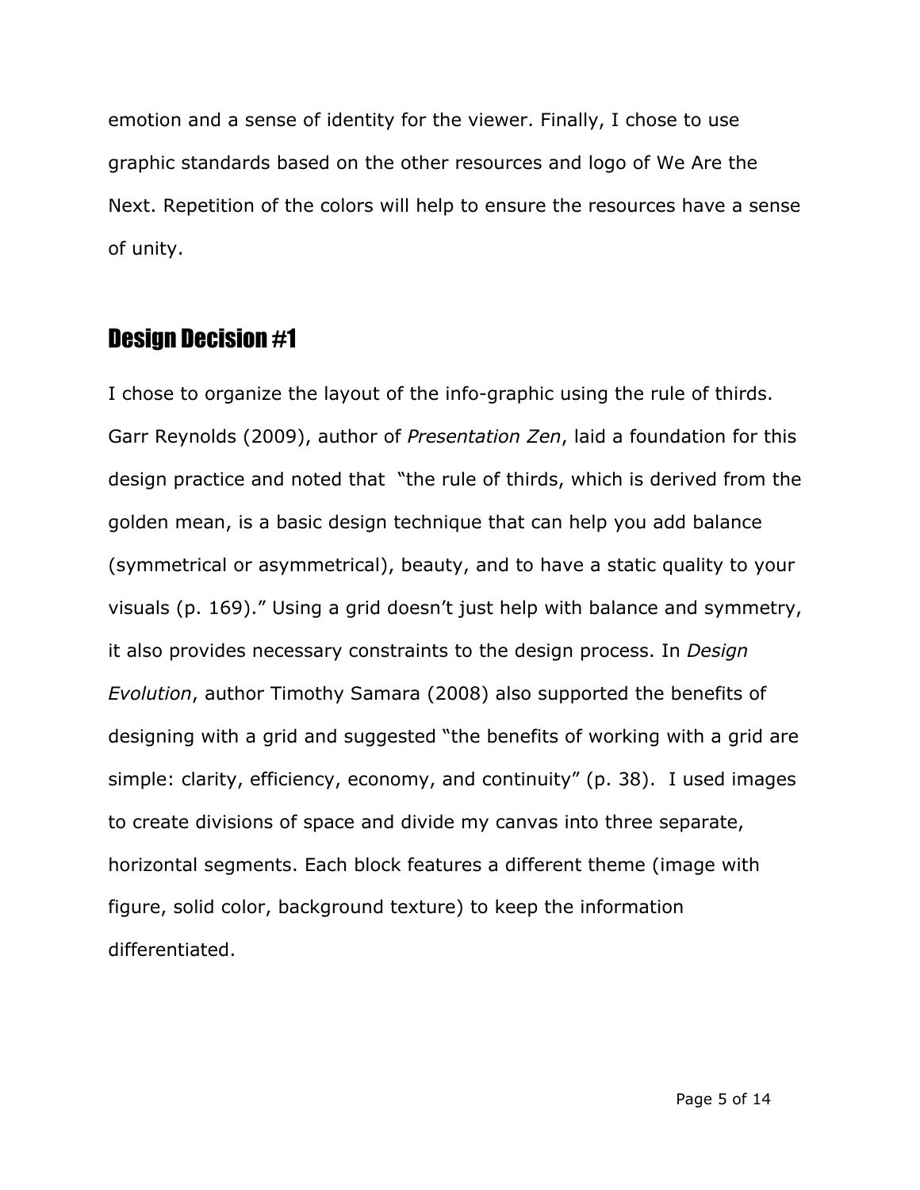emotion and a sense of identity for the viewer. Finally, I chose to use graphic standards based on the other resources and logo of We Are the Next. Repetition of the colors will help to ensure the resources have a sense of unity.

## Design Decision #1

I chose to organize the layout of the info-graphic using the rule of thirds. Garr Reynolds (2009), author of *Presentation Zen*, laid a foundation for this design practice and noted that "the rule of thirds, which is derived from the golden mean, is a basic design technique that can help you add balance (symmetrical or asymmetrical), beauty, and to have a static quality to your visuals (p. 169)." Using a grid doesn't just help with balance and symmetry, it also provides necessary constraints to the design process. In *Design Evolution*, author Timothy Samara (2008) also supported the benefits of designing with a grid and suggested "the benefits of working with a grid are simple: clarity, efficiency, economy, and continuity" (p. 38). I used images to create divisions of space and divide my canvas into three separate, horizontal segments. Each block features a different theme (image with figure, solid color, background texture) to keep the information differentiated.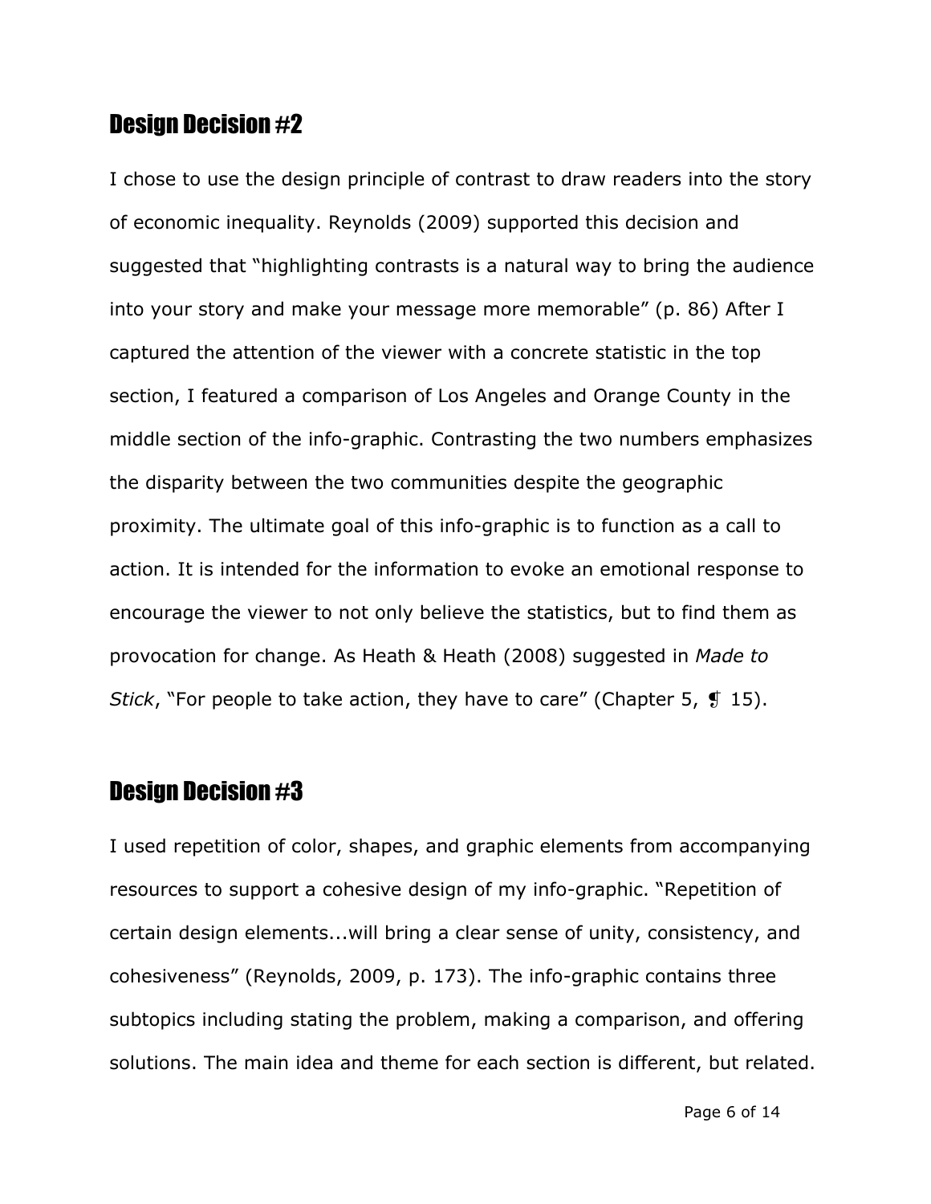## Design Decision #2

I chose to use the design principle of contrast to draw readers into the story of economic inequality. Reynolds (2009) supported this decision and suggested that "highlighting contrasts is a natural way to bring the audience into your story and make your message more memorable" (p. 86) After I captured the attention of the viewer with a concrete statistic in the top section, I featured a comparison of Los Angeles and Orange County in the middle section of the info-graphic. Contrasting the two numbers emphasizes the disparity between the two communities despite the geographic proximity. The ultimate goal of this info-graphic is to function as a call to action. It is intended for the information to evoke an emotional response to encourage the viewer to not only believe the statistics, but to find them as provocation for change. As Heath & Heath (2008) suggested in *Made to Stick*, "For people to take action, they have to care" (Chapter 5, ¶ 15).

## Design Decision #3

I used repetition of color, shapes, and graphic elements from accompanying resources to support a cohesive design of my info-graphic. "Repetition of certain design elements...will bring a clear sense of unity, consistency, and cohesiveness" (Reynolds, 2009, p. 173). The info-graphic contains three subtopics including stating the problem, making a comparison, and offering solutions. The main idea and theme for each section is different, but related.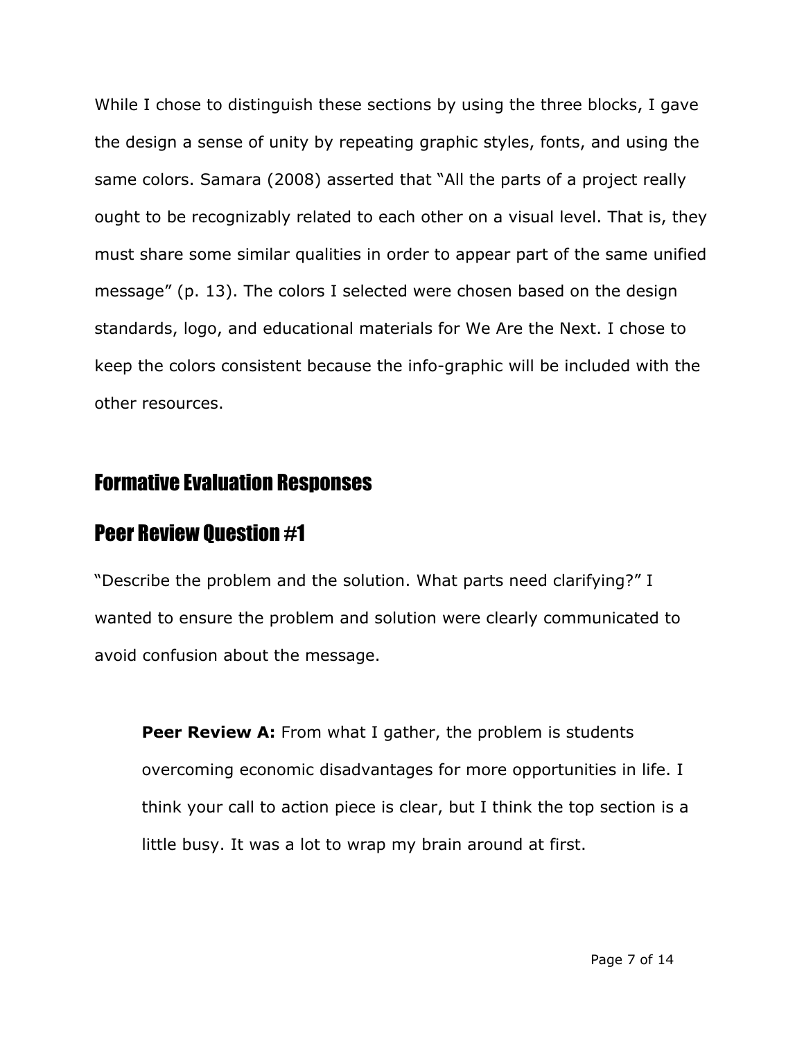While I chose to distinguish these sections by using the three blocks, I gave the design a sense of unity by repeating graphic styles, fonts, and using the same colors. Samara (2008) asserted that "All the parts of a project really ought to be recognizably related to each other on a visual level. That is, they must share some similar qualities in order to appear part of the same unified message" (p. 13). The colors I selected were chosen based on the design standards, logo, and educational materials for We Are the Next. I chose to keep the colors consistent because the info-graphic will be included with the other resources.

## Formative Evaluation Responses

## Peer Review Question #1

"Describe the problem and the solution. What parts need clarifying?" I wanted to ensure the problem and solution were clearly communicated to avoid confusion about the message.

> **Peer Review A:** From what I gather, the problem is students overcoming economic disadvantages for more opportunities in life. I think your call to action piece is clear, but I think the top section is a little busy. It was a lot to wrap my brain around at first.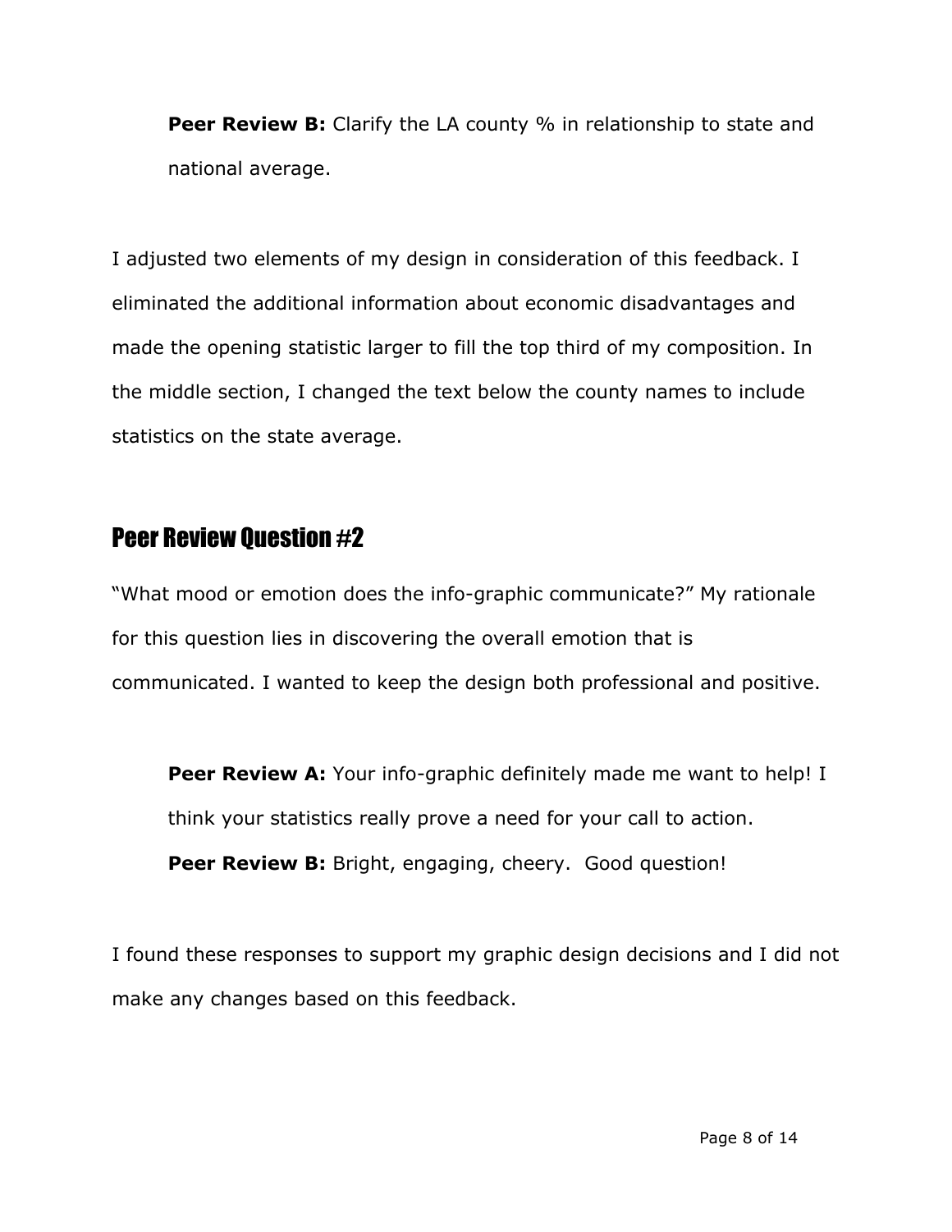**Peer Review B:** Clarify the LA county % in relationship to state and national average.

I adjusted two elements of my design in consideration of this feedback. I eliminated the additional information about economic disadvantages and made the opening statistic larger to fill the top third of my composition. In the middle section, I changed the text below the county names to include statistics on the state average.

## Peer Review Question #2

"What mood or emotion does the info-graphic communicate?" My rationale for this question lies in discovering the overall emotion that is communicated. I wanted to keep the design both professional and positive.

**Peer Review A:** Your info-graphic definitely made me want to help! I think your statistics really prove a need for your call to action.

**Peer Review B:** Bright, engaging, cheery. Good question!

I found these responses to support my graphic design decisions and I did not make any changes based on this feedback.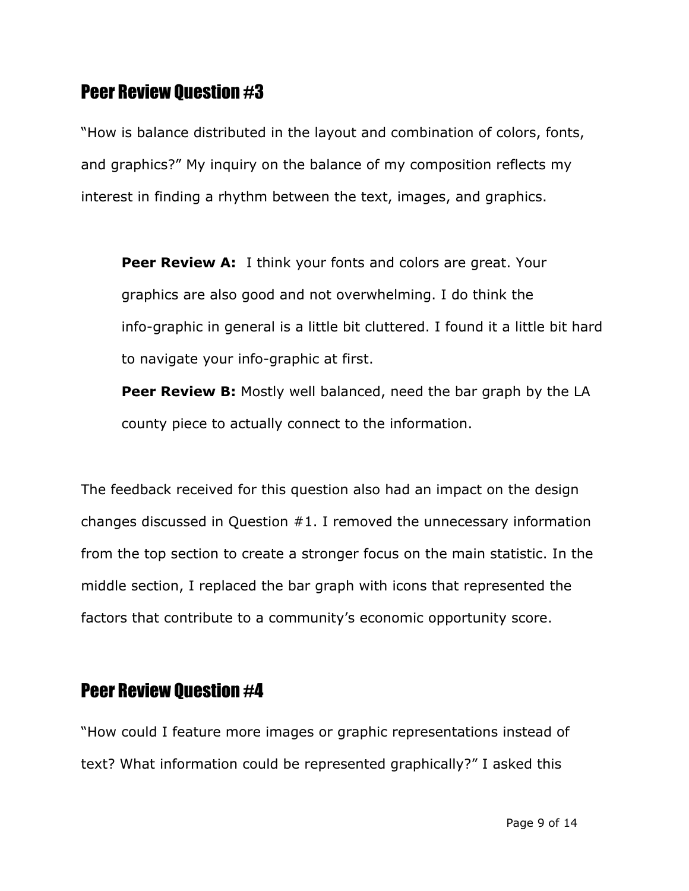## Peer Review Question #3

"How is balance distributed in the layout and combination of colors, fonts, and graphics?" My inquiry on the balance of my composition reflects my interest in finding a rhythm between the text, images, and graphics.

> **Peer Review A:** I think your fonts and colors are great. Your graphics are also good and not overwhelming. I do think the info-graphic in general is a little bit cluttered. I found it a little bit hard to navigate your info-graphic at first.
>
> **Peer Review B:** Mostly well balanced, need the bar graph by the LA county piece to actually connect to the information.

The feedback received for this question also had an impact on the design changes discussed in Question #1. I removed the unnecessary information from the top section to create a stronger focus on the main statistic. In the middle section, I replaced the bar graph with icons that represented the factors that contribute to a community's economic opportunity score.

## Peer Review Question #4

"How could I feature more images or graphic representations instead of text? What information could be represented graphically?" I asked this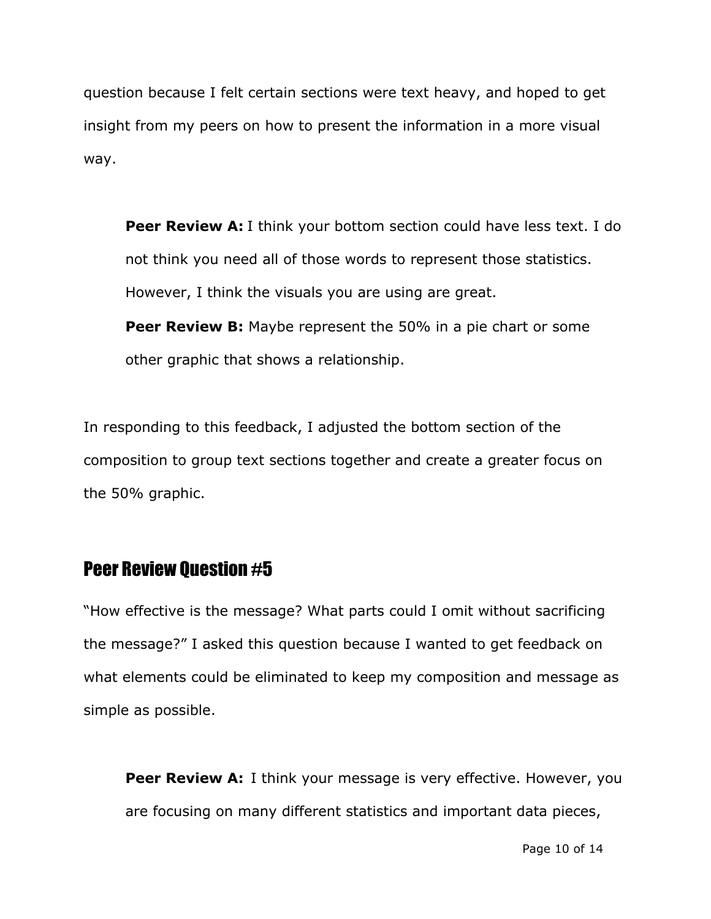question because I felt certain sections were text heavy, and hoped to get insight from my peers on how to present the information in a more visual way.

> **Peer Review A:** I think your bottom section could have less text. I do not think you need all of those words to represent those statistics. However, I think the visuals you are using are great.
>
> **Peer Review B:** Maybe represent the 50% in a pie chart or some other graphic that shows a relationship.

In responding to this feedback, I adjusted the bottom section of the composition to group text sections together and create a greater focus on the 50% graphic.

## Peer Review Question #5

"How effective is the message? What parts could I omit without sacrificing the message?" I asked this question because I wanted to get feedback on what elements could be eliminated to keep my composition and message as simple as possible.

> **Peer Review A:** I think your message is very effective. However, you are focusing on many different statistics and important data pieces,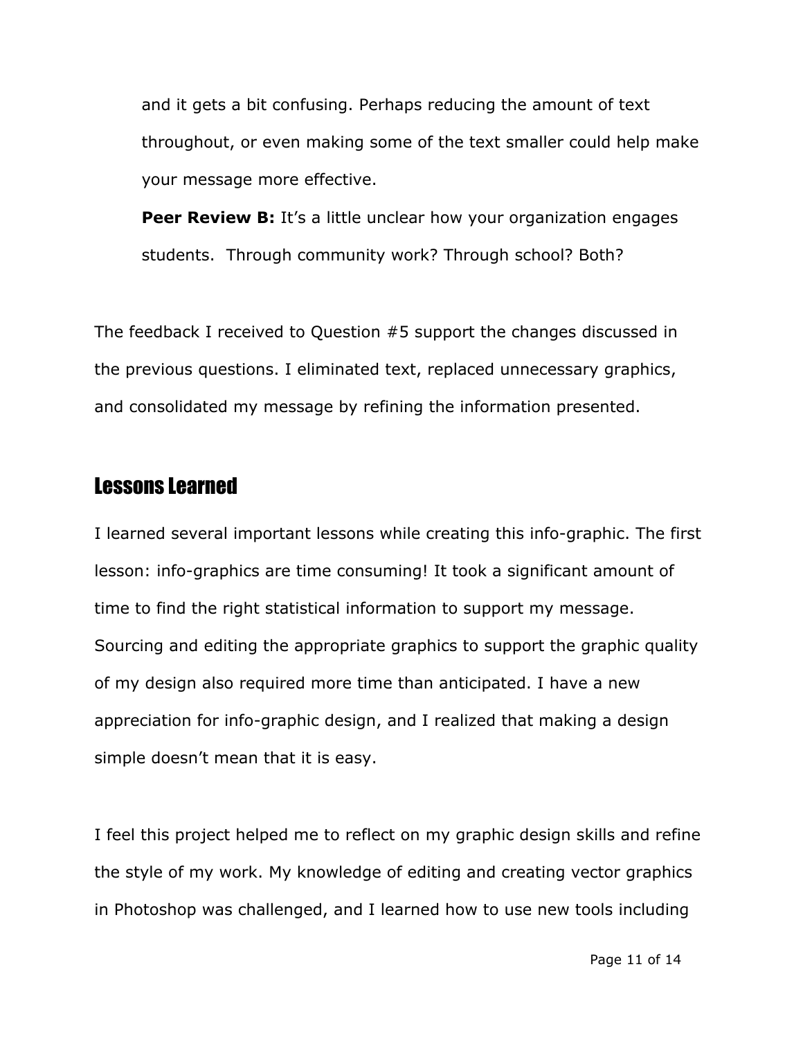and it gets a bit confusing. Perhaps reducing the amount of text throughout, or even making some of the text smaller could help make your message more effective.

**Peer Review B:** It's a little unclear how your organization engages students.  Through community work? Through school? Both?

The feedback I received to Question #5 support the changes discussed in the previous questions. I eliminated text, replaced unnecessary graphics, and consolidated my message by refining the information presented.

## Lessons Learned

I learned several important lessons while creating this info-graphic. The first lesson: info-graphics are time consuming! It took a significant amount of time to find the right statistical information to support my message. Sourcing and editing the appropriate graphics to support the graphic quality of my design also required more time than anticipated. I have a new appreciation for info-graphic design, and I realized that making a design simple doesn't mean that it is easy.

I feel this project helped me to reflect on my graphic design skills and refine the style of my work. My knowledge of editing and creating vector graphics in Photoshop was challenged, and I learned how to use new tools including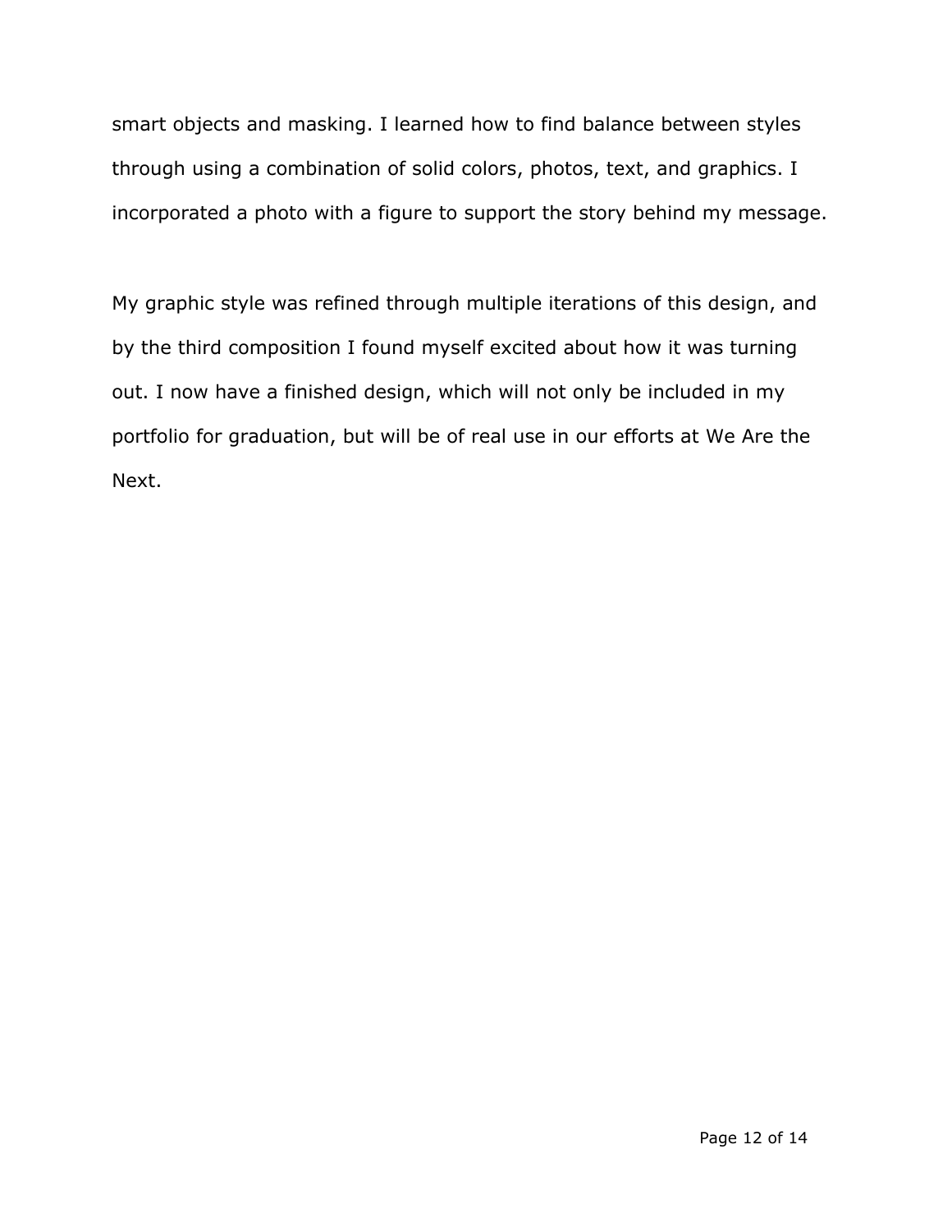smart objects and masking. I learned how to find balance between styles through using a combination of solid colors, photos, text, and graphics. I incorporated a photo with a figure to support the story behind my message.

My graphic style was refined through multiple iterations of this design, and by the third composition I found myself excited about how it was turning out. I now have a finished design, which will not only be included in my portfolio for graduation, but will be of real use in our efforts at We Are the Next.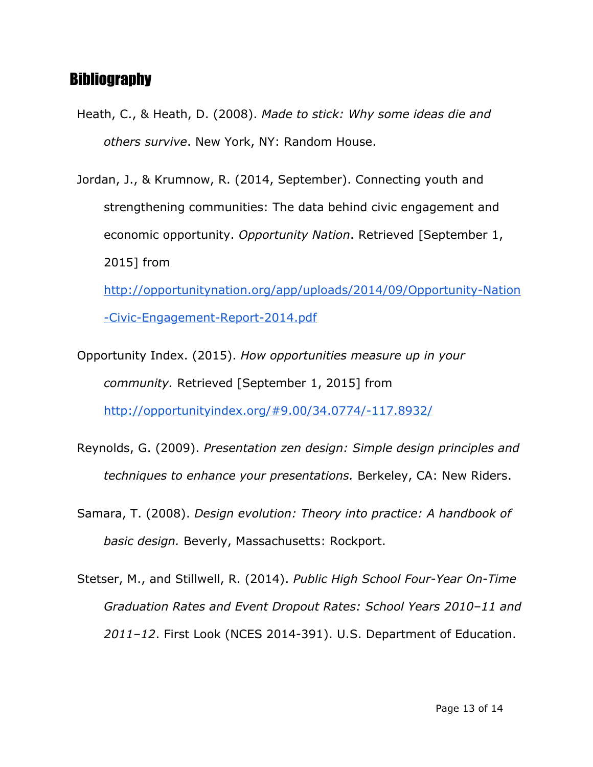## Bibliography

Heath, C., & Heath, D. (2008). *Made to stick: Why some ideas die and others survive*. New York, NY: Random House.

Jordan, J., & Krumnow, R. (2014, September). Connecting youth and strengthening communities: The data behind civic engagement and economic opportunity. *Opportunity Nation*. Retrieved [September 1, 2015] from http://opportunitynation.org/app/uploads/2014/09/Opportunity-Nation-Civic-Engagement-Report-2014.pdf

Opportunity Index. (2015). *How opportunities measure up in your community.* Retrieved [September 1, 2015] from http://opportunityindex.org/#9.00/34.0774/-117.8932/

Reynolds, G. (2009). *Presentation zen design: Simple design principles and techniques to enhance your presentations.* Berkeley, CA: New Riders.

Samara, T. (2008). *Design evolution: Theory into practice: A handbook of basic design.* Beverly, Massachusetts: Rockport.

Stetser, M., and Stillwell, R. (2014). *Public High School Four-Year On-Time Graduation Rates and Event Dropout Rates: School Years 2010–11 and 2011–12*. First Look (NCES 2014-391). U.S. Department of Education.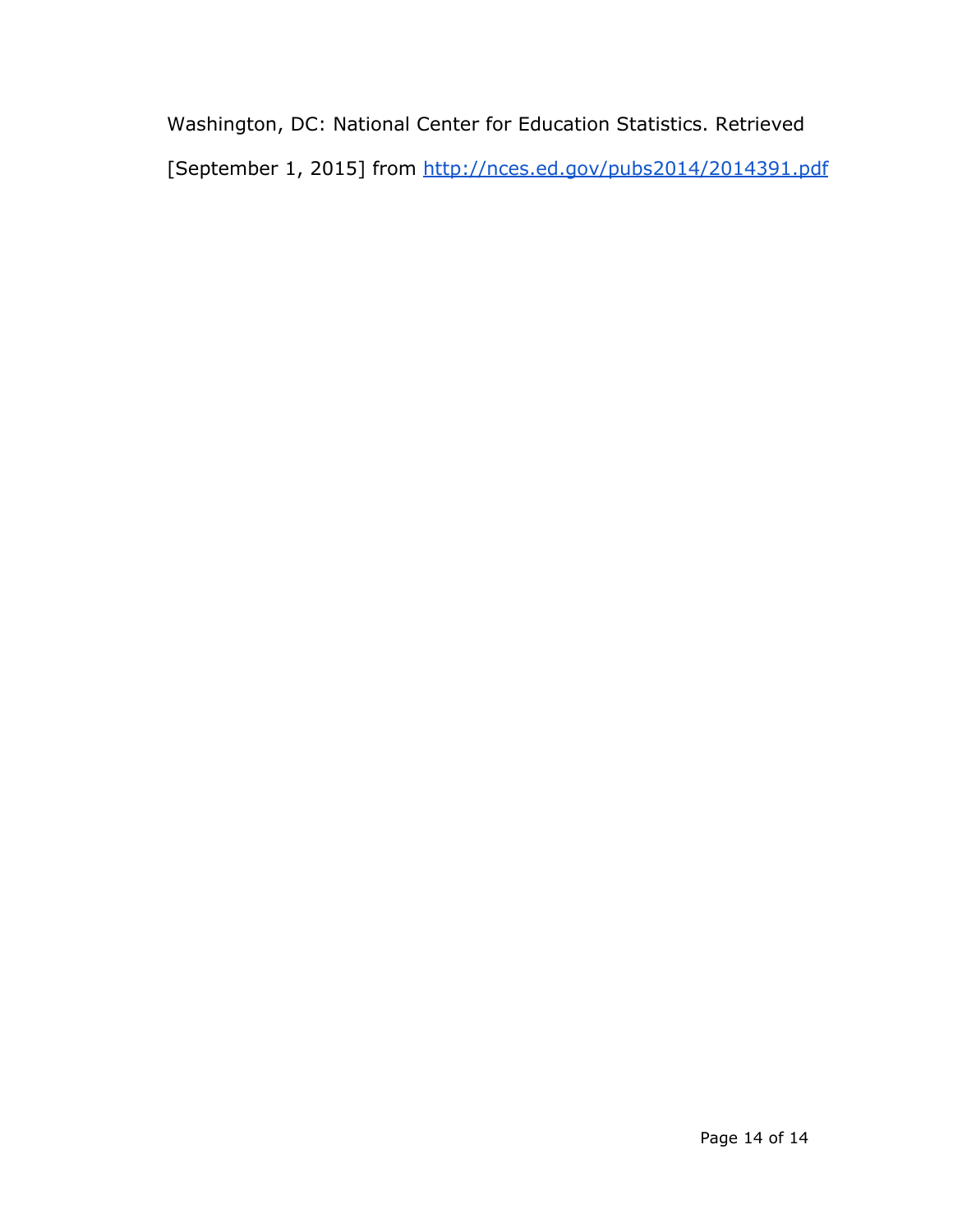Washington, DC: National Center for Education Statistics. Retrieved [September 1, 2015] from http://nces.ed.gov/pubs2014/2014391.pdf